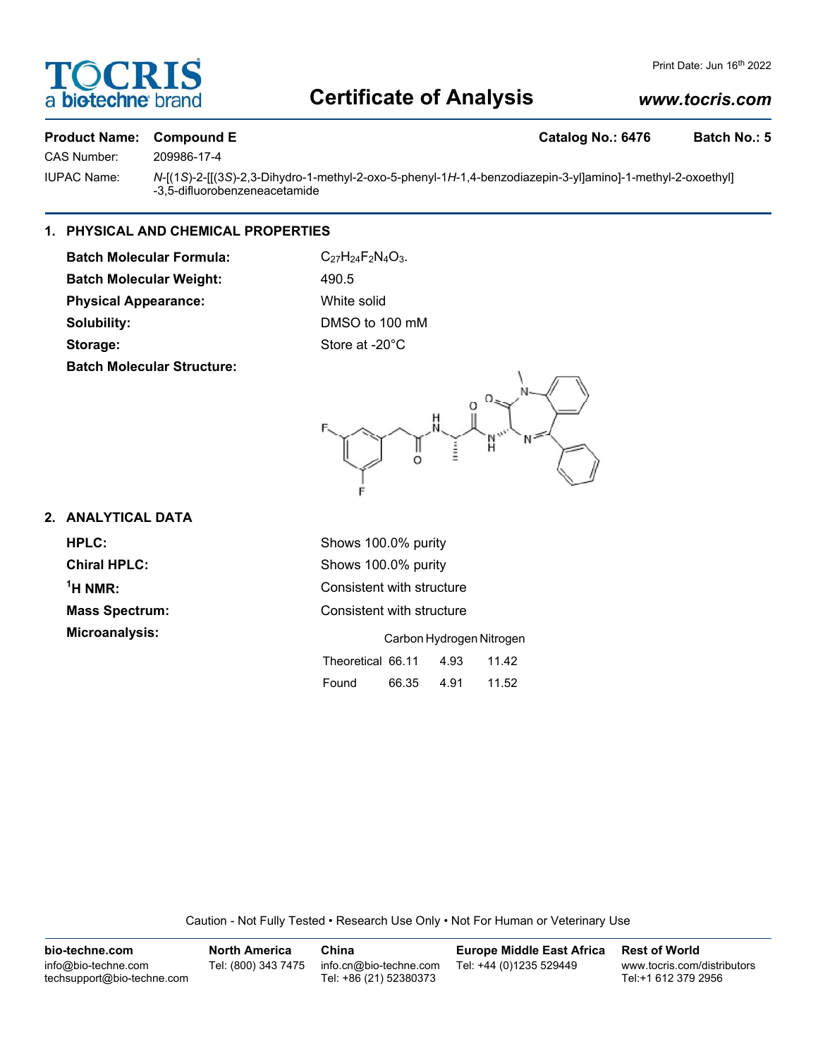# Certificate of Analysis

**TOCRIS** a bio-techne brand

Print Date: Jun 16th 2022

*www.tocris.com*

**Product Name:** **Compound E** **Catalog No.: 6476** **Batch No.: 5**

CAS Number: 209986-17-4

IUPAC Name: *N*-[(1*S*)-2-[[(3*S*)-2,3-Dihydro-1-methyl-2-oxo-5-phenyl-1*H*-1,4-benzodiazepin-3-yl]amino]-1-methyl-2-oxoethyl]-3,5-difluorobenzeneacetamide

## 1. PHYSICAL AND CHEMICAL PROPERTIES

**Batch Molecular Formula:** $C_{27}H_{24}F_2N_4O_3$.

**Batch Molecular Weight:** 490.5

**Physical Appearance:** White solid

**Solubility:** DMSO to 100 mM

**Storage:** Store at -20°C

**Batch Molecular Structure:**

## 2. ANALYTICAL DATA

**HPLC:** Shows 100.0% purity

**Chiral HPLC:** Shows 100.0% purity

**$^1$H NMR:** Consistent with structure

**Mass Spectrum:** Consistent with structure

**Microanalysis:**

| | Carbon | Hydrogen | Nitrogen |
|---|---|---|---|
| Theoretical | 66.11 | 4.93 | 11.42 |
| Found | 66.35 | 4.91 | 11.52 |

Caution - Not Fully Tested • Research Use Only • Not For Human or Veterinary Use

**bio-techne.com**
info@bio-techne.com
techsupport@bio-techne.com

**North America**
Tel: (800) 343 7475

**China**
info.cn@bio-techne.com
Tel: +86 (21) 52380373

**Europe Middle East Africa**
Tel: +44 (0)1235 529449

**Rest of World**
www.tocris.com/distributors
Tel:+1 612 379 2956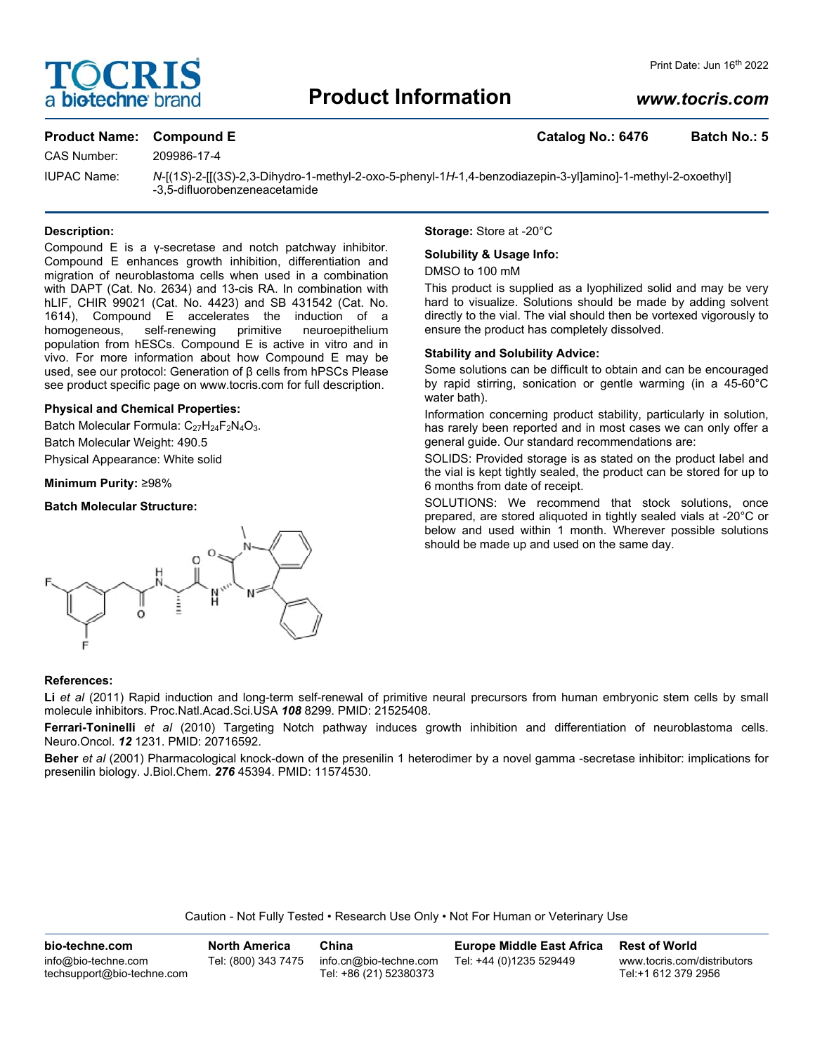# TOCRIS a biotechne brand

Print Date: Jun 16th 2022

## Product Information

*www.tocris.com*

**Product Name: Compound E** **Catalog No.: 6476** **Batch No.: 5**

CAS Number: 209986-17-4

IUPAC Name: *N*-[(1*S*)-2-[[(3*S*)-2,3-Dihydro-1-methyl-2-oxo-5-phenyl-1*H*-1,4-benzodiazepin-3-yl]amino]-1-methyl-2-oxoethyl]-3,5-difluorobenzeneacetamide

**Description:**

Compound E is a γ-secretase and notch patchway inhibitor. Compound E enhances growth inhibition, differentiation and migration of neuroblastoma cells when used in a combination with DAPT (Cat. No. 2634) and 13-cis RA. In combination with hLIF, CHIR 99021 (Cat. No. 4423) and SB 431542 (Cat. No. 1614), Compound E accelerates the induction of a homogeneous, self-renewing primitive neuroepithelium population from hESCs. Compound E is active in vitro and in vivo. For more information about how Compound E may be used, see our protocol: Generation of β cells from hPSCs Please see product specific page on www.tocris.com for full description.

**Physical and Chemical Properties:**

Batch Molecular Formula: $C_{27}H_{24}F_2N_4O_3$.

Batch Molecular Weight: 490.5

Physical Appearance: White solid

**Minimum Purity:** ≥98%

**Batch Molecular Structure:**

**Storage:** Store at -20°C

**Solubility & Usage Info:**

DMSO to 100 mM

This product is supplied as a lyophilized solid and may be very hard to visualize. Solutions should be made by adding solvent directly to the vial. The vial should then be vortexed vigorously to ensure the product has completely dissolved.

**Stability and Solubility Advice:**

Some solutions can be difficult to obtain and can be encouraged by rapid stirring, sonication or gentle warming (in a 45-60°C water bath).

Information concerning product stability, particularly in solution, has rarely been reported and in most cases we can only offer a general guide. Our standard recommendations are:

SOLIDS: Provided storage is as stated on the product label and the vial is kept tightly sealed, the product can be stored for up to 6 months from date of receipt.

SOLUTIONS: We recommend that stock solutions, once prepared, are stored aliquoted in tightly sealed vials at -20°C or below and used within 1 month. Wherever possible solutions should be made up and used on the same day.

**References:**

**Li** *et al* (2011) Rapid induction and long-term self-renewal of primitive neural precursors from human embryonic stem cells by small molecule inhibitors. Proc.Natl.Acad.Sci.USA ***108*** 8299. PMID: 21525408.

**Ferrari-Toninelli** *et al* (2010) Targeting Notch pathway induces growth inhibition and differentiation of neuroblastoma cells. Neuro.Oncol. ***12*** 1231. PMID: 20716592.

**Beher** *et al* (2001) Pharmacological knock-down of the presenilin 1 heterodimer by a novel gamma -secretase inhibitor: implications for presenilin biology. J.Biol.Chem. ***276*** 45394. PMID: 11574530.

Caution - Not Fully Tested • Research Use Only • Not For Human or Veterinary Use

**bio-techne.com**
info@bio-techne.com
techsupport@bio-techne.com

**North America**
Tel: (800) 343 7475

**China**
info.cn@bio-techne.com
Tel: +86 (21) 52380373

**Europe Middle East Africa**
Tel: +44 (0)1235 529449

**Rest of World**
www.tocris.com/distributors
Tel:+1 612 379 2956